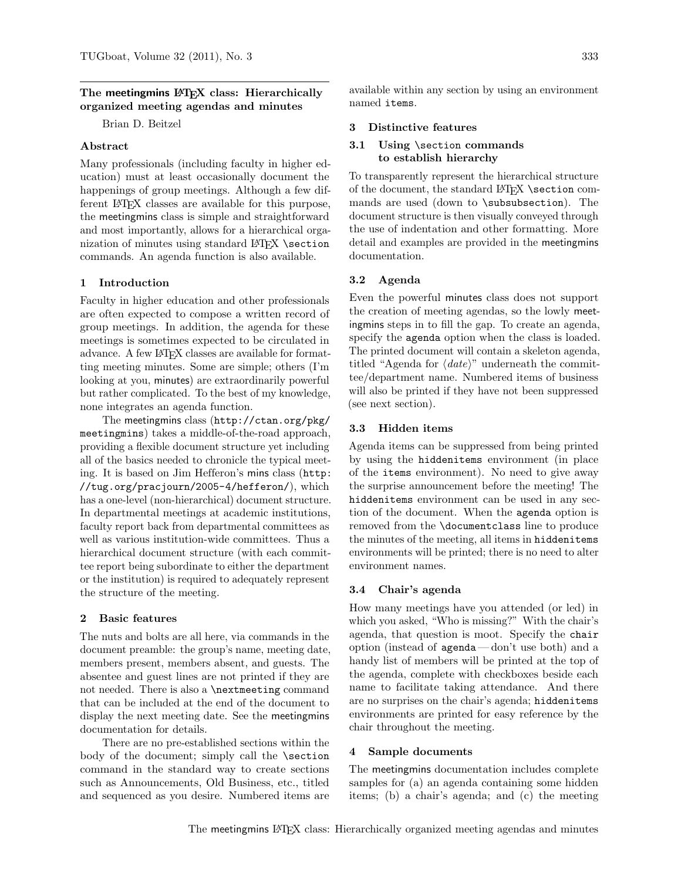## The meetingmins LaTeX class: Hierarchically organized meeting agendas and minutes

Brian D. Beitzel

### Abstract

Many professionals (including faculty in higher education) must at least occasionally document the happenings of group meetings. Although a few different LaTeX classes are available for this purpose, the meetingmins class is simple and straightforward and most importantly, allows for a hierarchical organization of minutes using standard LaTeX `\section` commands. An agenda function is also available.

### 1 Introduction

Faculty in higher education and other professionals are often expected to compose a written record of group meetings. In addition, the agenda for these meetings is sometimes expected to be circulated in advance. A few LaTeX classes are available for formatting meeting minutes. Some are simple; others (I'm looking at you, minutes) are extraordinarily powerful but rather complicated. To the best of my knowledge, none integrates an agenda function.

The meetingmins class (`http://ctan.org/pkg/meetingmins`) takes a middle-of-the-road approach, providing a flexible document structure yet including all of the basics needed to chronicle the typical meeting. It is based on Jim Hefferon's mins class (`http://tug.org/pracjourn/2005-4/hefferon/`), which has a one-level (non-hierarchical) document structure. In departmental meetings at academic institutions, faculty report back from departmental committees as well as various institution-wide committees. Thus a hierarchical document structure (with each committee report being subordinate to either the department or the institution) is required to adequately represent the structure of the meeting.

### 2 Basic features

The nuts and bolts are all here, via commands in the document preamble: the group's name, meeting date, members present, members absent, and guests. The absentee and guest lines are not printed if they are not needed. There is also a `\nextmeeting` command that can be included at the end of the document to display the next meeting date. See the meetingmins documentation for details.

There are no pre-established sections within the body of the document; simply call the `\section` command in the standard way to create sections such as Announcements, Old Business, etc., titled and sequenced as you desire. Numbered items are available within any section by using an environment named `items`.

### 3 Distinctive features

#### 3.1 Using `\section` commands to establish hierarchy

To transparently represent the hierarchical structure of the document, the standard LaTeX `\section` commands are used (down to `\subsubsection`). The document structure is then visually conveyed through the use of indentation and other formatting. More detail and examples are provided in the meetingmins documentation.

#### 3.2 Agenda

Even the powerful minutes class does not support the creation of meeting agendas, so the lowly meetingmins steps in to fill the gap. To create an agenda, specify the `agenda` option when the class is loaded. The printed document will contain a skeleton agenda, titled "Agenda for ⟨*date*⟩" underneath the committee/department name. Numbered items of business will also be printed if they have not been suppressed (see next section).

#### 3.3 Hidden items

Agenda items can be suppressed from being printed by using the `hiddenitems` environment (in place of the `items` environment). No need to give away the surprise announcement before the meeting! The `hiddenitems` environment can be used in any section of the document. When the `agenda` option is removed from the `\documentclass` line to produce the minutes of the meeting, all items in `hiddenitems` environments will be printed; there is no need to alter environment names.

#### 3.4 Chair's agenda

How many meetings have you attended (or led) in which you asked, "Who is missing?" With the chair's agenda, that question is moot. Specify the `chair` option (instead of `agenda` — don't use both) and a handy list of members will be printed at the top of the agenda, complete with checkboxes beside each name to facilitate taking attendance. And there are no surprises on the chair's agenda; `hiddenitems` environments are printed for easy reference by the chair throughout the meeting.

### 4 Sample documents

The meetingmins documentation includes complete samples for (a) an agenda containing some hidden items; (b) a chair's agenda; and (c) the meeting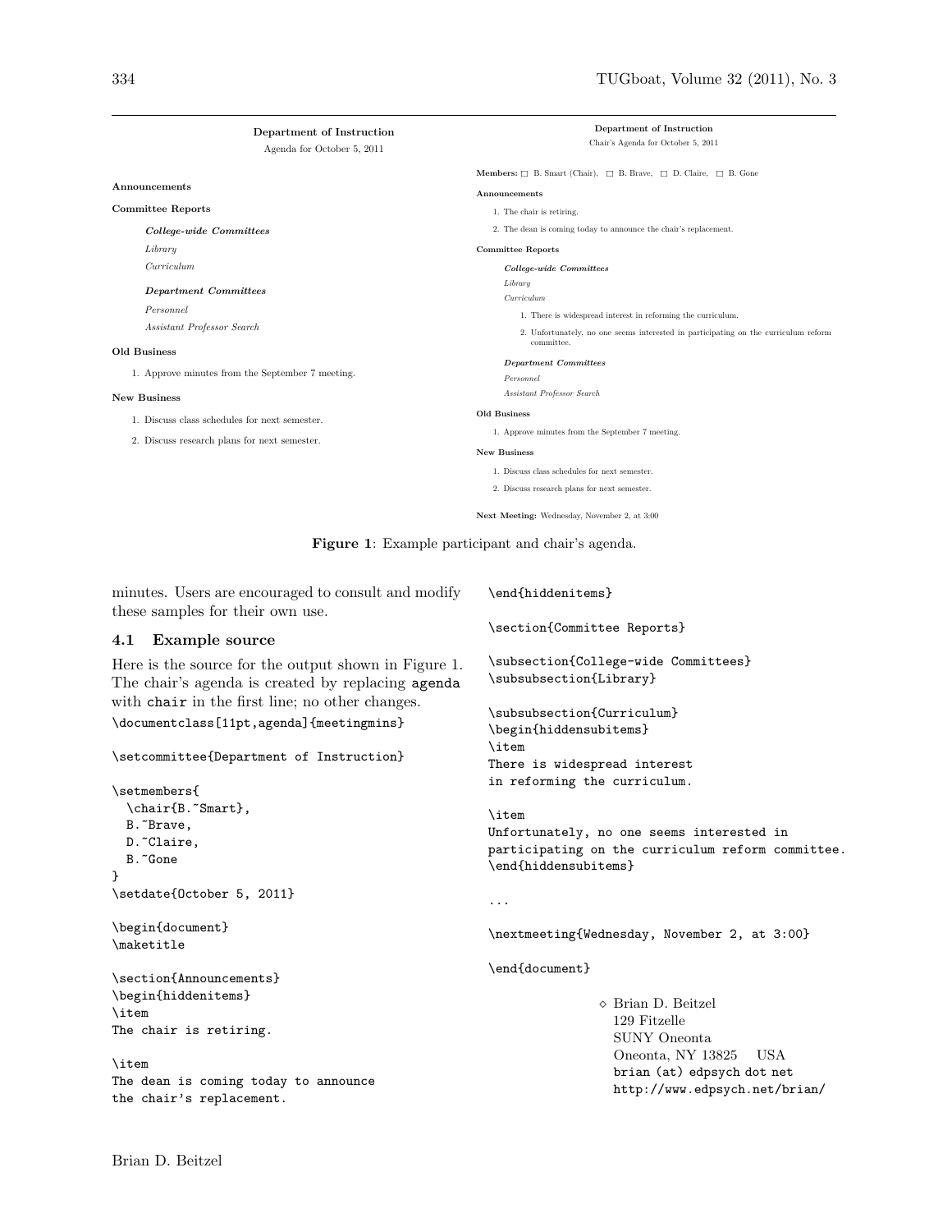Department of Instruction
Agenda for October 5, 2011

**Announcements**

**Committee Reports**

***College-wide Committees***

*Library*

*Curriculum*

***Department Committees***

*Personnel*

*Assistant Professor Search*

**Old Business**

1. Approve minutes from the September 7 meeting.

**New Business**

1. Discuss class schedules for next semester.
2. Discuss research plans for next semester.

Department of Instruction
Chair's Agenda for October 5, 2011

**Members:** □ B. Smart (Chair), □ B. Brave, □ D. Claire, □ B. Gone

**Announcements**

1. The chair is retiring.
2. The dean is coming today to announce the chair's replacement.

**Committee Reports**

***College-wide Committees***

*Library*

*Curriculum*

1. There is widespread interest in reforming the curriculum.
2. Unfortunately, no one seems interested in participating on the curriculum reform committee.

***Department Committees***

*Personnel*

*Assistant Professor Search*

**Old Business**

1. Approve minutes from the September 7 meeting.

**New Business**

1. Discuss class schedules for next semester.
2. Discuss research plans for next semester.

**Next Meeting:** Wednesday, November 2, at 3:00

**Figure 1**: Example participant and chair's agenda.

minutes. Users are encouraged to consult and modify these samples for their own use.

### 4.1 Example source

Here is the source for the output shown in Figure 1. The chair's agenda is created by replacing `agenda` with `chair` in the first line; no other changes.

```
\documentclass[11pt,agenda]{meetingmins}

\setcommittee{Department of Instruction}

\setmembers{
  \chair{B.~Smart},
  B.~Brave,
  D.~Claire,
  B.~Gone
}
\setdate{October 5, 2011}

\begin{document}
\maketitle

\section{Announcements}
\begin{hiddenitems}
\item
The chair is retiring.

\item
The dean is coming today to announce
the chair's replacement.
\end{hiddenitems}

\section{Committee Reports}

\subsection{College-wide Committees}
\subsubsection{Library}

\subsubsection{Curriculum}
\begin{hiddensubitems}
\item
There is widespread interest
in reforming the curriculum.

\item
Unfortunately, no one seems interested in
participating on the curriculum reform committee.
\end{hiddensubitems}

...

\nextmeeting{Wednesday, November 2, at 3:00}

\end{document}
```

◇ Brian D. Beitzel
129 Fitzelle
SUNY Oneonta
Oneonta, NY 13825 USA
brian (at) edpsych dot net
http://www.edpsych.net/brian/